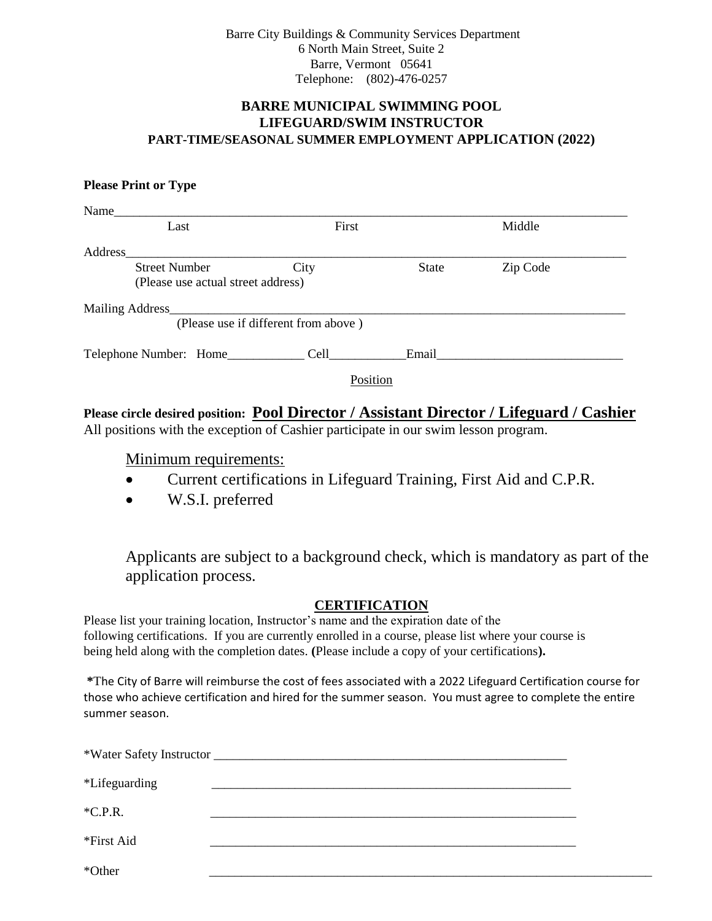Barre City Buildings & Community Services Department
6 North Main Street, Suite 2
Barre, Vermont 05641
Telephone: (802)-476-0257

# BARRE MUNICIPAL SWIMMING POOL
## LIFEGUARD/SWIM INSTRUCTOR
### PART-TIME/SEASONAL SUMMER EMPLOYMENT APPLICATION (2022)

**Please Print or Type**

Name________________________________________________________________________________
Last First Middle

Address______________________________________________________________________________
Street Number City State Zip Code
(Please use actual street address)

Mailing Address________________________________________________________________________
(Please use if different from above )

Telephone Number: Home____________ Cell____________Email_____________________________

Position

**Please circle desired position: Pool Director / Assistant Director / Lifeguard / Cashier**
All positions with the exception of Cashier participate in our swim lesson program.

Minimum requirements:

- Current certifications in Lifeguard Training, First Aid and C.P.R.
- W.S.I. preferred

Applicants are subject to a background check, which is mandatory as part of the application process.

## CERTIFICATION

Please list your training location, Instructor's name and the expiration date of the following certifications. If you are currently enrolled in a course, please list where your course is being held along with the completion dates. **(**Please include a copy of your certifications**).**

**\***The City of Barre will reimburse the cost of fees associated with a 2022 Lifeguard Certification course for those who achieve certification and hired for the summer season. You must agree to complete the entire summer season.

*Water Safety Instructor ___________________________________________________________

*Lifeguarding ___________________________________________________________

*C.P.R. ___________________________________________________________

*First Aid ___________________________________________________________

*Other ___________________________________________________________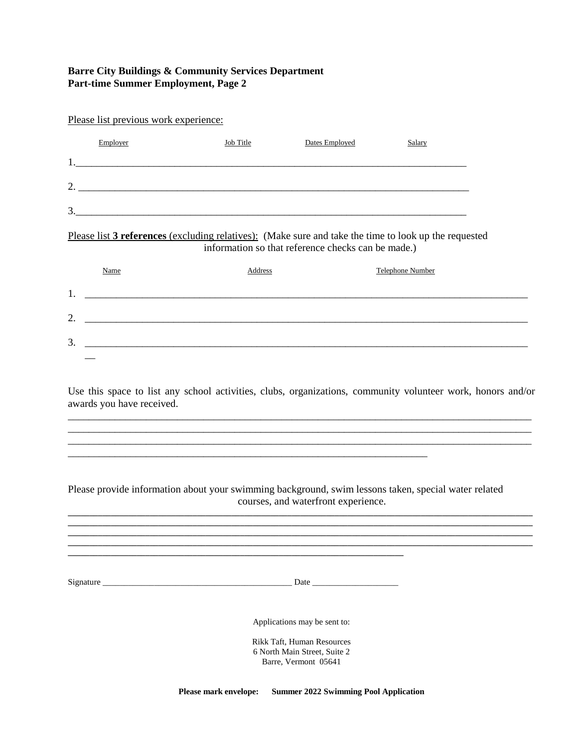**Barre City Buildings & Community Services Department**
**Part-time Summer Employment, Page 2**

Please list previous work experience:

| Employer | Job Title | Dates Employed | Salary |
|---|---|---|---|
| 1. | | | |
| 2. | | | |
| 3. | | | |

Please list **3 references** (excluding relatives): (Make sure and take the time to look up the requested information so that reference checks can be made.)

| Name | Address | Telephone Number |
|---|---|---|
| 1. | | |
| 2. | | |
| 3. | | |

Use this space to list any school activities, clubs, organizations, community volunteer work, honors and/or awards you have received.

_______________________________________________________________________________________
_______________________________________________________________________________________
_______________________________________________________________________________________
___________________________________________________________________

Please provide information about your swimming background, swim lessons taken, special water related courses, and waterfront experience.

_______________________________________________________________________________________
_______________________________________________________________________________________
_______________________________________________________________________________________
_______________________________________________________________________________________
_______________________________________________________________

Signature ____________________________________________ Date ____________________

Applications may be sent to:

Rikk Taft, Human Resources
6 North Main Street, Suite 2
Barre, Vermont 05641

**Please mark envelope: Summer 2022 Swimming Pool Application**